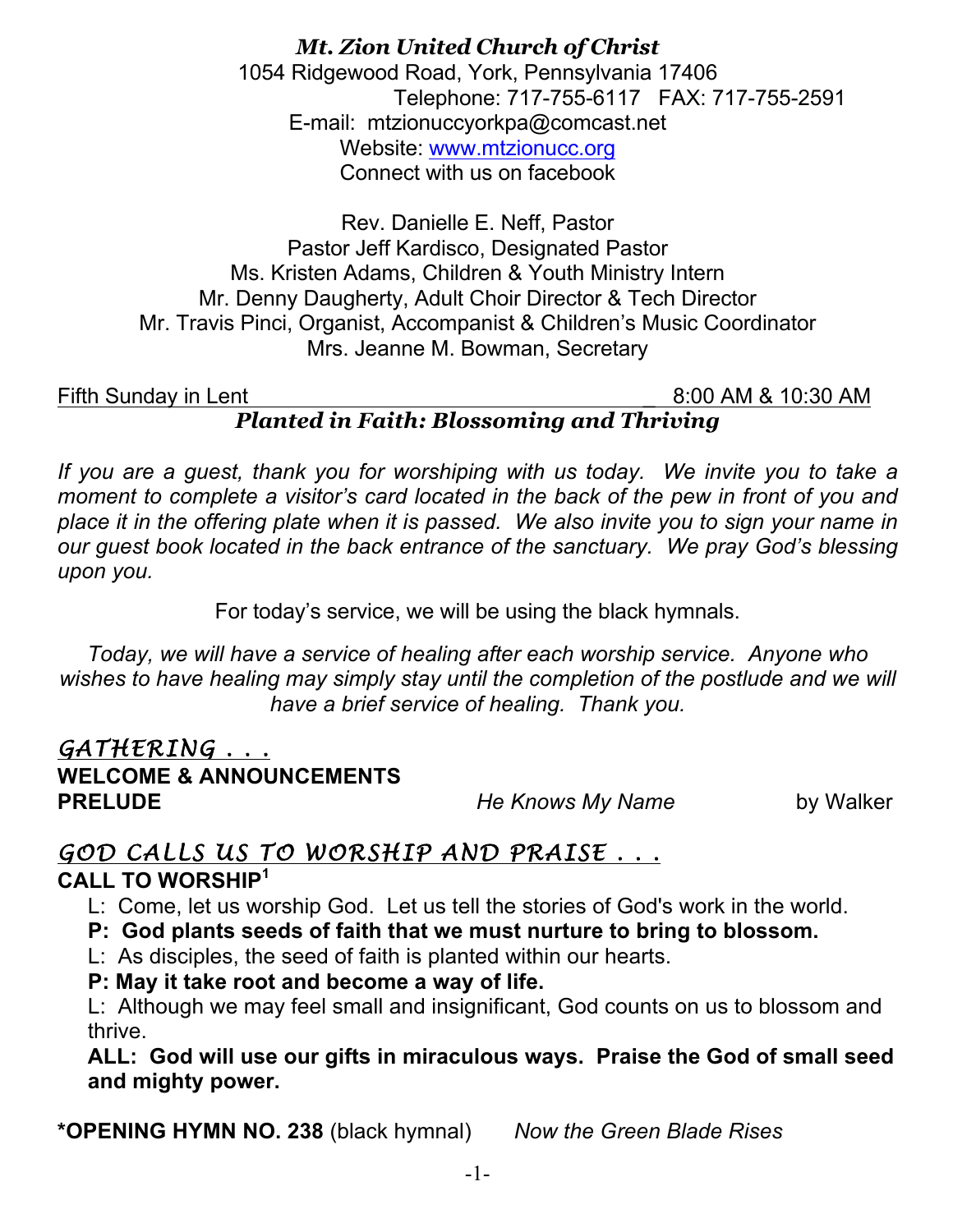# *Mt. Zion United Church of Christ*

1054 Ridgewood Road, York, Pennsylvania 17406
Telephone: 717-755-6117 FAX: 717-755-2591
E-mail: mtzionuccyorkpa@comcast.net
Website: www.mtzionucc.org
Connect with us on facebook

Rev. Danielle E. Neff, Pastor
Pastor Jeff Kardisco, Designated Pastor
Ms. Kristen Adams, Children & Youth Ministry Intern
Mr. Denny Daugherty, Adult Choir Director & Tech Director
Mr. Travis Pinci, Organist, Accompanist & Children's Music Coordinator
Mrs. Jeanne M. Bowman, Secretary

Fifth Sunday in Lent 8:00 AM & 10:30 AM

## *Planted in Faith: Blossoming and Thriving*

*If you are a guest, thank you for worshiping with us today. We invite you to take a moment to complete a visitor's card located in the back of the pew in front of you and place it in the offering plate when it is passed. We also invite you to sign your name in our guest book located in the back entrance of the sanctuary. We pray God's blessing upon you.*

For today's service, we will be using the black hymnals.

*Today, we will have a service of healing after each worship service. Anyone who wishes to have healing may simply stay until the completion of the postlude and we will have a brief service of healing. Thank you.*

## *GATHERING . . .*

**WELCOME & ANNOUNCEMENTS**

**PRELUDE** *He Knows My Name* by Walker

## *GOD CALLS US TO WORSHIP AND PRAISE . . .*

**CALL TO WORSHIP**[1]

L: Come, let us worship God. Let us tell the stories of God's work in the world.

**P: God plants seeds of faith that we must nurture to bring to blossom.**

L: As disciples, the seed of faith is planted within our hearts.

**P: May it take root and become a way of life.**

L: Although we may feel small and insignificant, God counts on us to blossom and thrive.

**ALL: God will use our gifts in miraculous ways. Praise the God of small seed and mighty power.**

**\*OPENING HYMN NO. 238** (black hymnal) *Now the Green Blade Rises*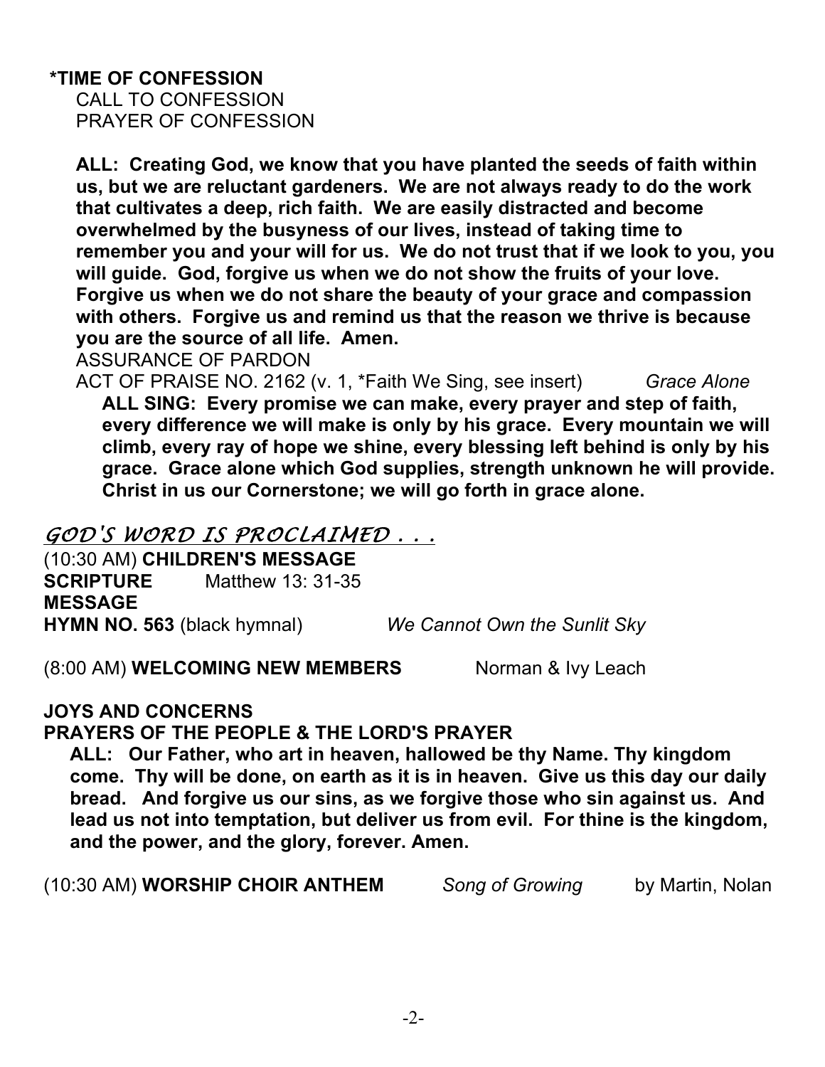**\*TIME OF CONFESSION**

CALL TO CONFESSION

PRAYER OF CONFESSION

**ALL: Creating God, we know that you have planted the seeds of faith within us, but we are reluctant gardeners. We are not always ready to do the work that cultivates a deep, rich faith. We are easily distracted and become overwhelmed by the busyness of our lives, instead of taking time to remember you and your will for us. We do not trust that if we look to you, you will guide. God, forgive us when we do not show the fruits of your love. Forgive us when we do not share the beauty of your grace and compassion with others. Forgive us and remind us that the reason we thrive is because you are the source of all life. Amen.**

ASSURANCE OF PARDON

ACT OF PRAISE NO. 2162 (v. 1, \*Faith We Sing, see insert) *Grace Alone*

**ALL SING: Every promise we can make, every prayer and step of faith, every difference we will make is only by his grace. Every mountain we will climb, every ray of hope we shine, every blessing left behind is only by his grace. Grace alone which God supplies, strength unknown he will provide. Christ in us our Cornerstone; we will go forth in grace alone.**

## *GOD'S WORD IS PROCLAIMED . . .*

(10:30 AM) **CHILDREN'S MESSAGE**

**SCRIPTURE** Matthew 13: 31-35

**MESSAGE**

**HYMN NO. 563** (black hymnal) *We Cannot Own the Sunlit Sky*

(8:00 AM) **WELCOMING NEW MEMBERS** Norman & Ivy Leach

**JOYS AND CONCERNS**

**PRAYERS OF THE PEOPLE & THE LORD'S PRAYER**

**ALL: Our Father, who art in heaven, hallowed be thy Name. Thy kingdom come. Thy will be done, on earth as it is in heaven. Give us this day our daily bread. And forgive us our sins, as we forgive those who sin against us. And lead us not into temptation, but deliver us from evil. For thine is the kingdom, and the power, and the glory, forever. Amen.**

(10:30 AM) **WORSHIP CHOIR ANTHEM** *Song of Growing* by Martin, Nolan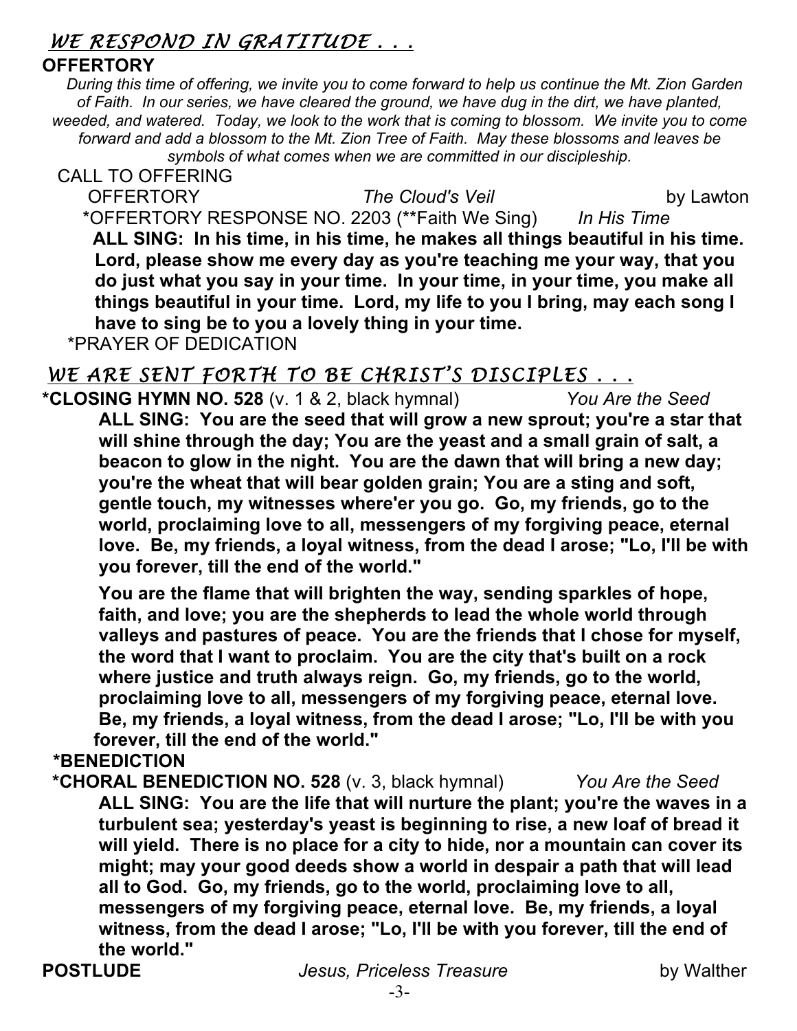## *WE RESPOND IN GRATITUDE . . .*

**OFFERTORY**

*During this time of offering, we invite you to come forward to help us continue the Mt. Zion Garden of Faith. In our series, we have cleared the ground, we have dug in the dirt, we have planted, weeded, and watered. Today, we look to the work that is coming to blossom. We invite you to come forward and add a blossom to the Mt. Zion Tree of Faith. May these blossoms and leaves be symbols of what comes when we are committed in our discipleship.*

CALL TO OFFERING

OFFERTORY *The Cloud's Veil* by Lawton

*OFFERTORY RESPONSE NO. 2203 (**Faith We Sing) *In His Time*

**ALL SING: In his time, in his time, he makes all things beautiful in his time. Lord, please show me every day as you're teaching me your way, that you do just what you say in your time. In your time, in your time, you make all things beautiful in your time. Lord, my life to you I bring, may each song I have to sing be to you a lovely thing in your time.**

*PRAYER OF DEDICATION

## *WE ARE SENT FORTH TO BE CHRIST'S DISCIPLES . . .*

**\*CLOSING HYMN NO. 528** (v. 1 & 2, black hymnal) *You Are the Seed*

**ALL SING: You are the seed that will grow a new sprout; you're a star that will shine through the day; You are the yeast and a small grain of salt, a beacon to glow in the night. You are the dawn that will bring a new day; you're the wheat that will bear golden grain; You are a sting and soft, gentle touch, my witnesses where'er you go. Go, my friends, go to the world, proclaiming love to all, messengers of my forgiving peace, eternal love. Be, my friends, a loyal witness, from the dead I arose; "Lo, I'll be with you forever, till the end of the world."**

**You are the flame that will brighten the way, sending sparkles of hope, faith, and love; you are the shepherds to lead the whole world through valleys and pastures of peace. You are the friends that I chose for myself, the word that I want to proclaim. You are the city that's built on a rock where justice and truth always reign. Go, my friends, go to the world, proclaiming love to all, messengers of my forgiving peace, eternal love. Be, my friends, a loyal witness, from the dead I arose; "Lo, I'll be with you forever, till the end of the world."**

**\*BENEDICTION**

**\*CHORAL BENEDICTION NO. 528** (v. 3, black hymnal) *You Are the Seed*

**ALL SING: You are the life that will nurture the plant; you're the waves in a turbulent sea; yesterday's yeast is beginning to rise, a new loaf of bread it will yield. There is no place for a city to hide, nor a mountain can cover its might; may your good deeds show a world in despair a path that will lead all to God. Go, my friends, go to the world, proclaiming love to all, messengers of my forgiving peace, eternal love. Be, my friends, a loyal witness, from the dead I arose; "Lo, I'll be with you forever, till the end of the world."**

**POSTLUDE** *Jesus, Priceless Treasure* by Walther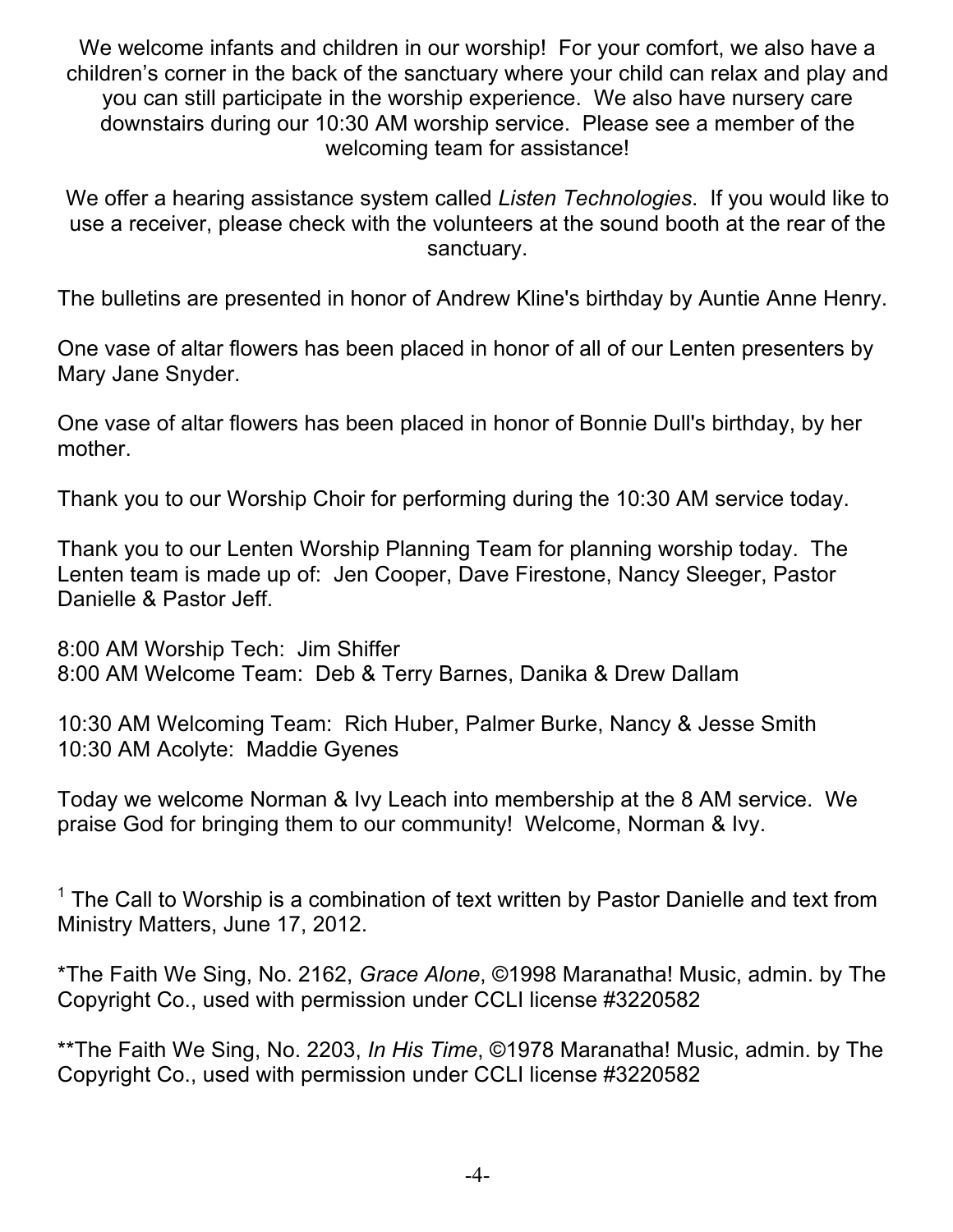We welcome infants and children in our worship! For your comfort, we also have a children's corner in the back of the sanctuary where your child can relax and play and you can still participate in the worship experience. We also have nursery care downstairs during our 10:30 AM worship service. Please see a member of the welcoming team for assistance!

We offer a hearing assistance system called *Listen Technologies*. If you would like to use a receiver, please check with the volunteers at the sound booth at the rear of the sanctuary.

The bulletins are presented in honor of Andrew Kline's birthday by Auntie Anne Henry.

One vase of altar flowers has been placed in honor of all of our Lenten presenters by Mary Jane Snyder.

One vase of altar flowers has been placed in honor of Bonnie Dull's birthday, by her mother.

Thank you to our Worship Choir for performing during the 10:30 AM service today.

Thank you to our Lenten Worship Planning Team for planning worship today. The Lenten team is made up of: Jen Cooper, Dave Firestone, Nancy Sleeger, Pastor Danielle & Pastor Jeff.

8:00 AM Worship Tech: Jim Shiffer
8:00 AM Welcome Team: Deb & Terry Barnes, Danika & Drew Dallam

10:30 AM Welcoming Team: Rich Huber, Palmer Burke, Nancy & Jesse Smith
10:30 AM Acolyte: Maddie Gyenes

Today we welcome Norman & Ivy Leach into membership at the 8 AM service. We praise God for bringing them to our community! Welcome, Norman & Ivy.

[1] The Call to Worship is a combination of text written by Pastor Danielle and text from Ministry Matters, June 17, 2012.

*The Faith We Sing, No. 2162, *Grace Alone*, ©1998 Maranatha! Music, admin. by The Copyright Co., used with permission under CCLI license #3220582

**The Faith We Sing, No. 2203, *In His Time*, ©1978 Maranatha! Music, admin. by The Copyright Co., used with permission under CCLI license #3220582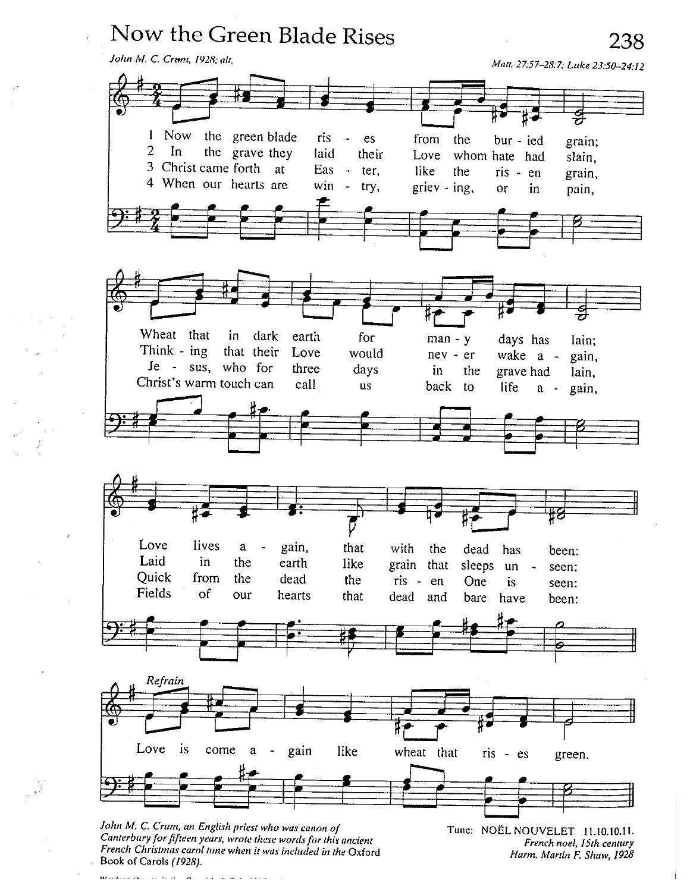# Now the Green Blade Rises

*John M. C. Crum, 1928; alt.*

*Matt. 27:57–28:7; Luke 23:50–24:12*

1 Now the green blade ris - es from the bur - ied grain;
Wheat that in dark earth for man - y days has lain;
Love lives a - gain, that with the dead has been:

2 In the grave they laid their Love whom hate had slain,
Think - ing that their Love would nev - er wake a - gain,
Laid in the earth like grain that sleeps un - seen:

3 Christ came forth at Eas - ter, like the ris - en grain,
Je - sus, who for three days in the grave had lain,
Quick from the dead the ris - en One is seen:

4 When our hearts are win - try, griev - ing, or in pain,
Christ's warm touch can call us back to life a - gain,
Fields of our hearts that dead and bare have been:

*Refrain*

Love is come a - gain like wheat that ris - es green.

*John M. C. Crum, an English priest who was canon of Canterbury for fifteen years, wrote these words for this ancient French Christmas carol tune when it was included in the Oxford Book of Carols (1928).*

Tune: NOËL NOUVELET 11.10.10.11.
*French noel, 15th century*
*Harm. Martin F. Shaw, 1928*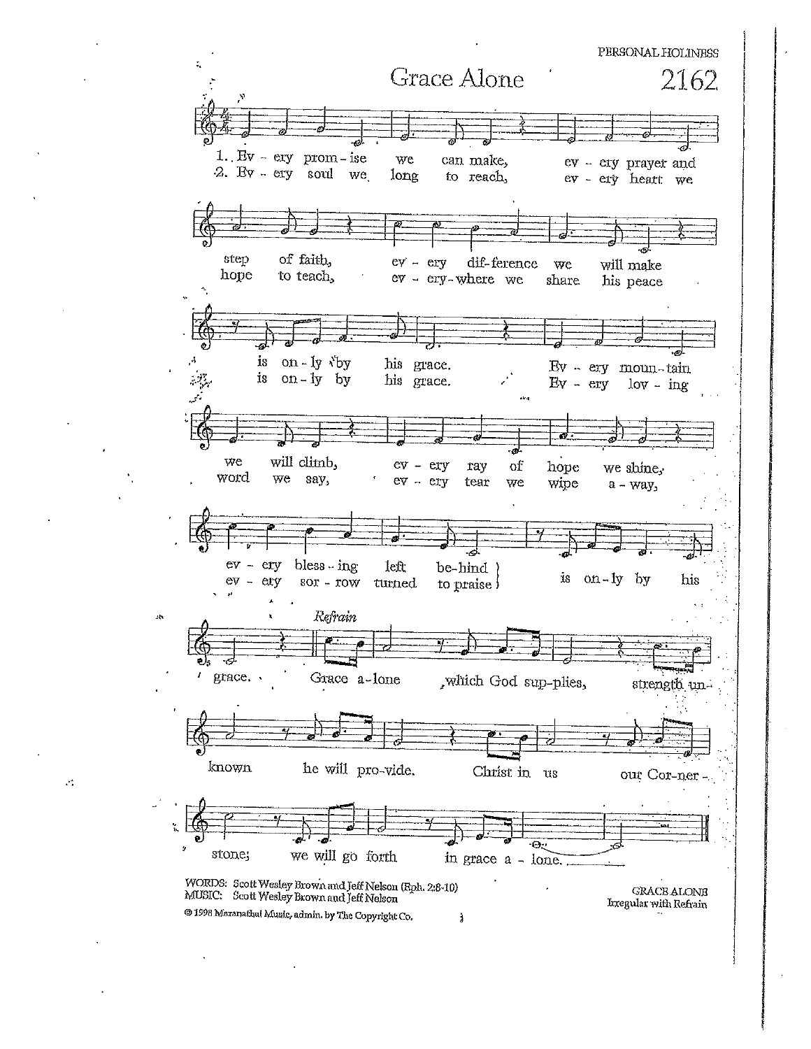PERSONAL HOLINESS

# Grace Alone

2162

1. Ev - ery prom - ise we can make, ev - ery prayer and step of faith, ev - ery dif - ference we will make is on - ly by his grace. Ev - ery moun - tain we will climb, ev - ery ray of hope we shine, ev - ery bless - ing left be - hind is on - ly by his grace.

2. Ev - ery soul we long to reach, ev - ery heart we hope to teach, ev - ery - where we share his peace is on - ly by his grace. Ev - ery lov - ing word we say, ev - ery tear we wipe a - way, ev - ery sor - row turned to praise is on - ly by his grace.

*Refrain*

Grace a - lone which God sup - plies, strength un - known he will pro - vide. Christ in us our Cor - ner - stone; we will go forth in grace a - lone.

WORDS: Scott Wesley Brown and Jeff Nelson (Eph. 2:8-10)
MUSIC: Scott Wesley Brown and Jeff Nelson

© 1998 Maranatha! Music, admin. by The Copyright Co.

GRACE ALONE
Irregular with Refrain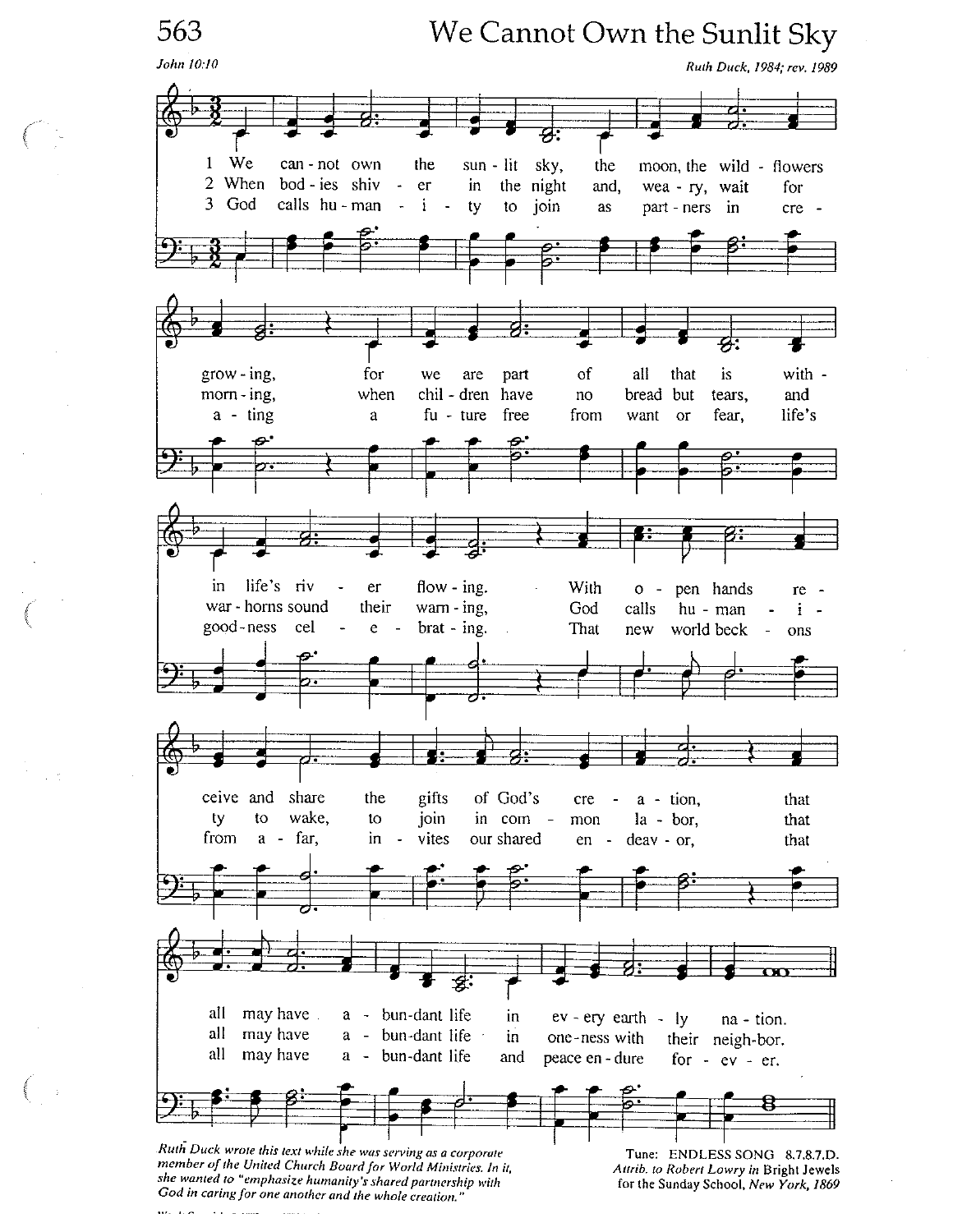# We Cannot Own the Sunlit Sky

*John 10:10*

*Ruth Duck, 1984; rev. 1989*

1 We cannot own the sunlit sky, the moon, the wildflowers growing, for we are part of all that is within life's river flowing. With open hands receive and share the gifts of God's creation, that all may have abundant life in every earthly nation.

2 When bodies shiver in the night and, weary, wait for morning, when children have no bread but tears, and war-horns sound their warning, God calls humanity to wake, to join in common labor, that all may have abundant life in oneness with their neighbor.

3 God calls humanity to join as partners in creating a future free from want or fear, life's goodness celebrating. That new world beckons from afar, invites our shared endeavor, that all may have abundant life and peace endure forever.

*Ruth Duck wrote this text while she was serving as a corporate member of the United Church Board for World Ministries. In it, she wanted to "emphasize humanity's shared partnership with God in caring for one another and the whole creation."*

Tune: ENDLESS SONG 8.7.8.7.D.
*Attrib. to Robert Lowry in* Bright Jewels for the Sunday School, *New York, 1869*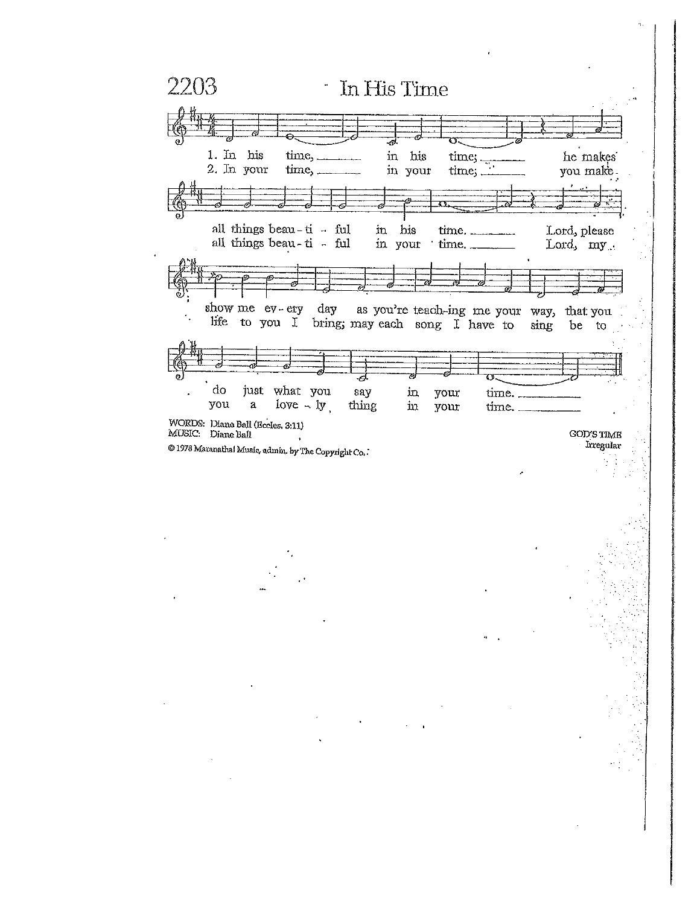# 2203 In His Time

1. In his time, ___ in his time; ___ he makes all things beau - ti - ful in his time. ___ Lord, please show me ev - ery day as you're teach-ing me your way, that you do just what you say in your time. ___

2. In your time, ___ in your time; ___ you make all things beau - ti - ful in your time. ___ Lord, my life to you I bring; may each song I have to sing be to you a love - ly thing in your time. ___

WORDS: Diane Ball (Eccles. 3:11)
MUSIC: Diane Ball

© 1978 Maranatha! Music, admin. by The Copyright Co.

GOD'S TIME
Irregular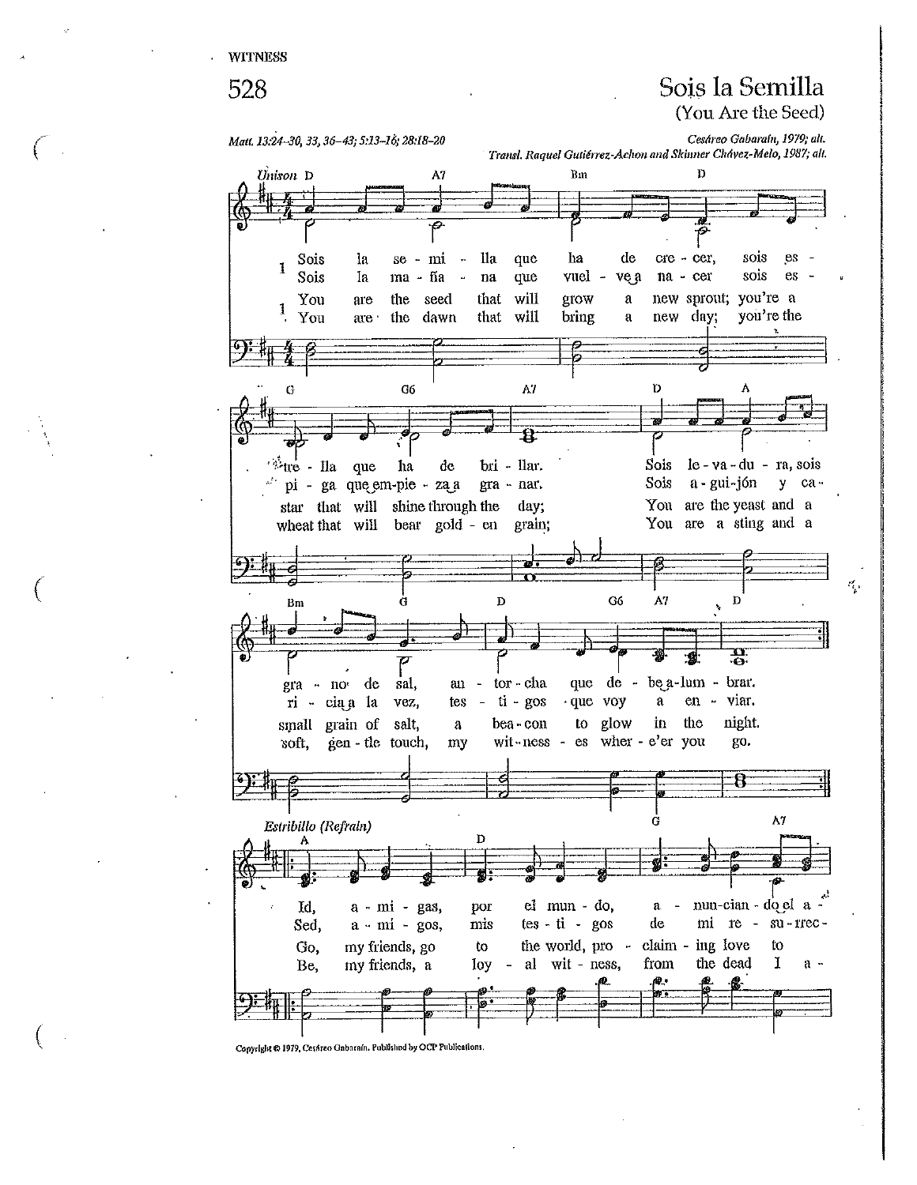WITNESS

# 528

## Sois la Semilla
(You Are the Seed)

*Matt. 13:24-30, 33, 36-43; 5:13-16; 28:18-20*

*Cesáreo Gabaraín, 1979; alt.*
*Transl. Raquel Gutiérrez-Achon and Skinner Chávez-Melo, 1987; alt.*

Unison

1 Sois la semilla que ha de crecer, sois estrella que ha de brillar. Sois levadura, sois grano de sal, antorcha que debe alumbrar.
Sois la mañana que vuelve a nacer sois espiga que empieza a granar. Sois aguijón y caricia a la vez, testigos que voy a enviar.

1 You are the seed that will grow a new sprout; you're a star that will shine through the day; You are the yeast and a small grain of salt, a beacon to glow in the night.
You are the dawn that will bring a new day; you're the wheat that will bear golden grain; You are a sting and a soft, gentle touch, my witnesses wher-e'er you go.

*Estribillo (Refrain)*

Id, amigas, por el mundo, anunciando el a-
Sed, amigos, mis testigos de mi resurrec-

Go, my friends, go to the world, proclaiming love to
Be, my friends, a loyal witness, from the dead I a-

Copyright © 1979, Cesáreo Gabaraín. Published by OCP Publications.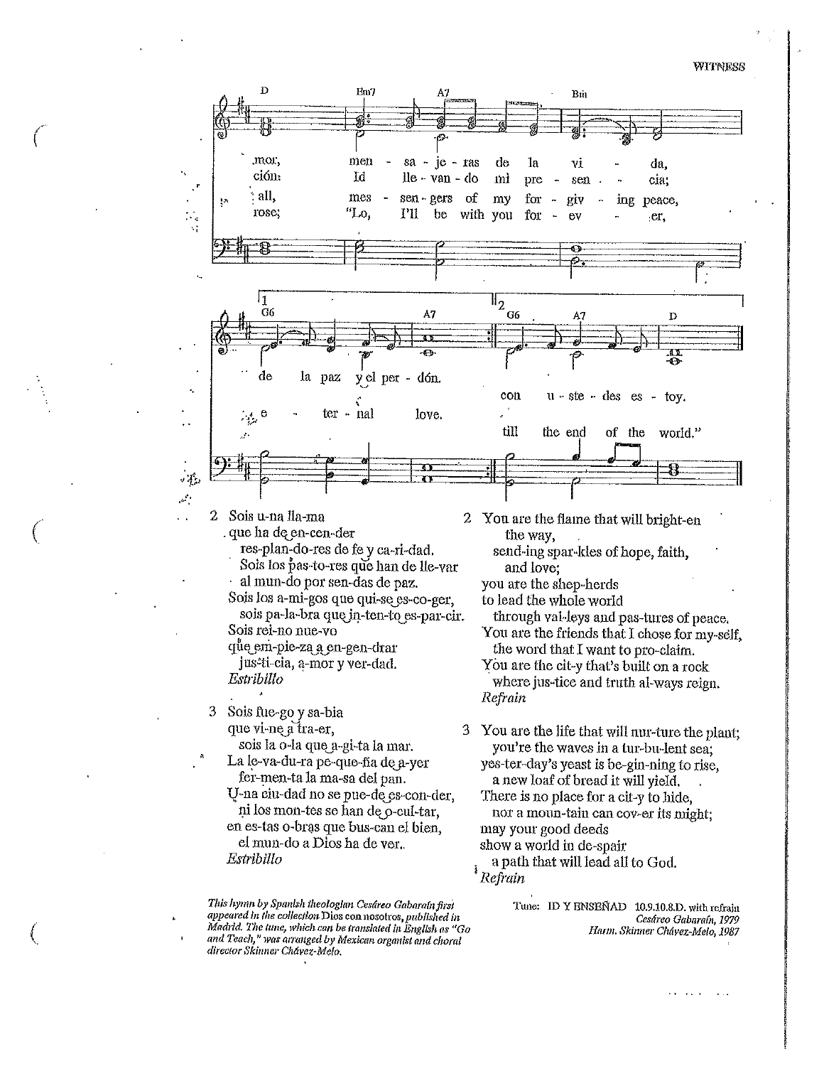D Bm7 A7 Bm

mor, men - sa - je - ras de la vi - da,
ción: Id lle - van - do mi pre - sen - cia;
all, mes - sen - gers of my for - giv - ing peace,
rose; "Lo, I'll be with you for - ev - er,

1 G6 A7 2 G6 A7 D

de la paz y el per - dón.
con u - ste - des es - toy.
e - ter - nal love.
till the end of the world."

2 Sois u-na lla-ma
que ha de en-cen-der
res-plan-do-res de fe y ca-ri-dad.
Sois los pas-to-res que han de lle-var
al mun-do por sen-das de paz.
Sois los a-mi-gos que qui-se es-co-ger,
sois pa-la-bra que in-ten-to es-par-cir.
Sois rei-no nue-vo
que em-pie-za a en-gen-drar
jus-ti-cia, a-mor y ver-dad.
*Estribillo*

3 Sois fue-go y sa-bia
que vi-ne a tra-er,
sois la o-la que a-gi-ta la mar.
La le-va-du-ra pe-que-ña de a-yer
fer-men-ta la ma-sa del pan.
U-na ciu-dad no se pue-de es-con-der,
ni los mon-tes se han de o-cul-tar,
en es-tas o-bras que bus-can el bien,
el mun-do a Dios ha de ver.
*Estribillo*

2 You are the flame that will bright-en
the way,
send-ing spar-kles of hope, faith,
and love;
you are the shep-herds
to lead the whole world
through val-leys and pas-tures of peace.
You are the friends that I chose for my-self,
the word that I want to pro-claim.
You are the cit-y that's built on a rock
where jus-tice and truth al-ways reign.
*Refrain*

3 You are the life that will nur-ture the plant;
you're the waves in a tur-bu-lent sea;
yes-ter-day's yeast is be-gin-ning to rise,
a new loaf of bread it will yield.
There is no place for a cit-y to hide,
nor a moun-tain can cov-er its might;
may your good deeds
show a world in de-spair
a path that will lead all to God.
*Refrain*

*This hymn by Spanish theologian Cesáreo Gabaraín first appeared in the collection* Dios con nosotros, *published in Madrid. The tune, which can be translated in English as "Go and Teach," was arranged by Mexican organist and choral director Skinner Chávez-Melo.*

Tune: ID Y ENSEÑAD 10.9.10.8.D. with refrain
*Cesáreo Gabaraín, 1979*
*Harm. Skinner Chávez-Melo, 1987*